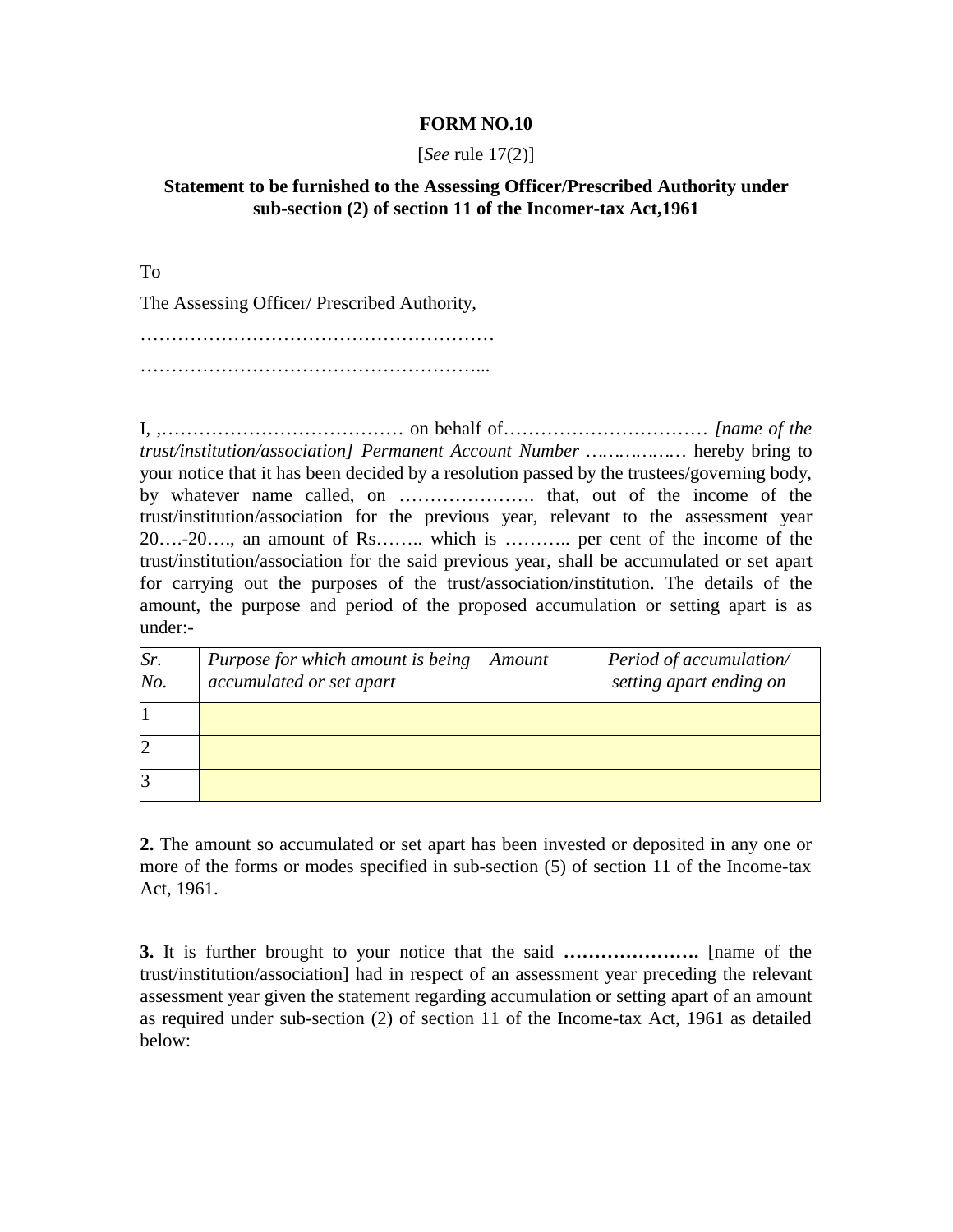**FORM NO.10**

[*See* rule 17(2)]

**Statement to be furnished to the Assessing Officer/Prescribed Authority under sub-section (2) of section 11 of the Incomer-tax Act,1961**

To

The Assessing Officer/ Prescribed Authority,

…………………………………………………

………………………………………………...

I, ,………………………………… on behalf of…………………………… *[name of the trust/institution/association] Permanent Account Number ……………* hereby bring to your notice that it has been decided by a resolution passed by the trustees/governing body, by whatever name called, on …………………. that, out of the income of the trust/institution/association for the previous year, relevant to the assessment year 20….-20…., an amount of Rs…….. which is ……….. per cent of the income of the trust/institution/association for the said previous year, shall be accumulated or set apart for carrying out the purposes of the trust/association/institution. The details of the amount, the purpose and period of the proposed accumulation or setting apart is as under:-

| *Sr. No.* | *Purpose for which amount is being accumulated or set apart* | *Amount* | *Period of accumulation/ setting apart ending on* |
|---|---|---|---|
| 1 | | | |
| 2 | | | |
| 3 | | | |

**2.** The amount so accumulated or set apart has been invested or deposited in any one or more of the forms or modes specified in sub-section (5) of section 11 of the Income-tax Act, 1961.

**3.** It is further brought to your notice that the said **………………….** [name of the trust/institution/association] had in respect of an assessment year preceding the relevant assessment year given the statement regarding accumulation or setting apart of an amount as required under sub-section (2) of section 11 of the Income-tax Act, 1961 as detailed below: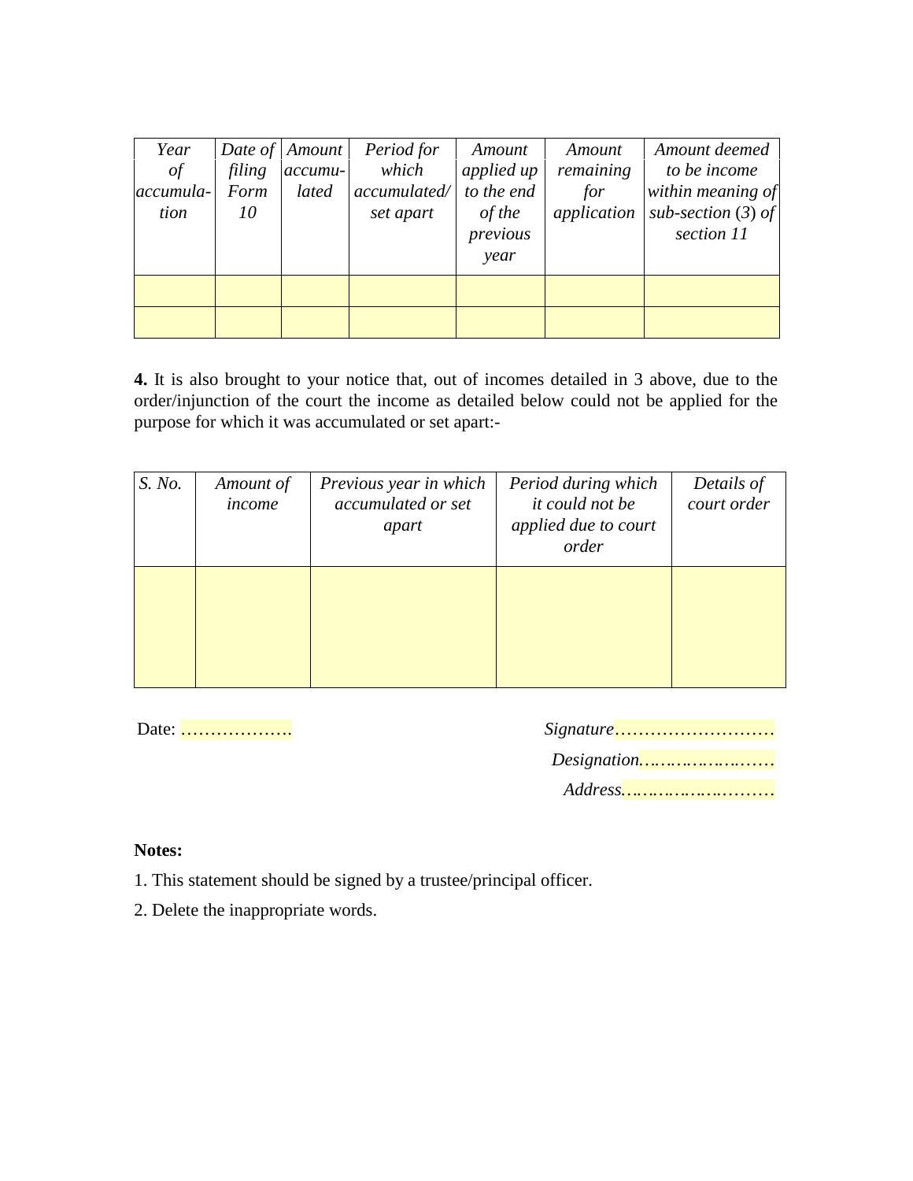| *Year of accumulation* | *Date of filing Form 10* | *Amount accumulated* | *Period for which accumulated/ set apart* | *Amount applied up to the end of the previous year* | *Amount remaining for application* | *Amount deemed to be income within meaning of sub-section (3) of section 11* |
|---|---|---|---|---|---|---|
| | | | | | | |
| | | | | | | |

**4.** It is also brought to your notice that, out of incomes detailed in 3 above, due to the order/injunction of the court the income as detailed below could not be applied for the purpose for which it was accumulated or set apart:-

| *S. No.* | *Amount of income* | *Previous year in which accumulated or set apart* | *Period during which it could not be applied due to court order* | *Details of court order* |
|---|---|---|---|---|
| | | | | |

Date: ……………….

*Signature*………………………

*Designation*……………………

*Address*………………………

**Notes:**

1. This statement should be signed by a trustee/principal officer.
2. Delete the inappropriate words.